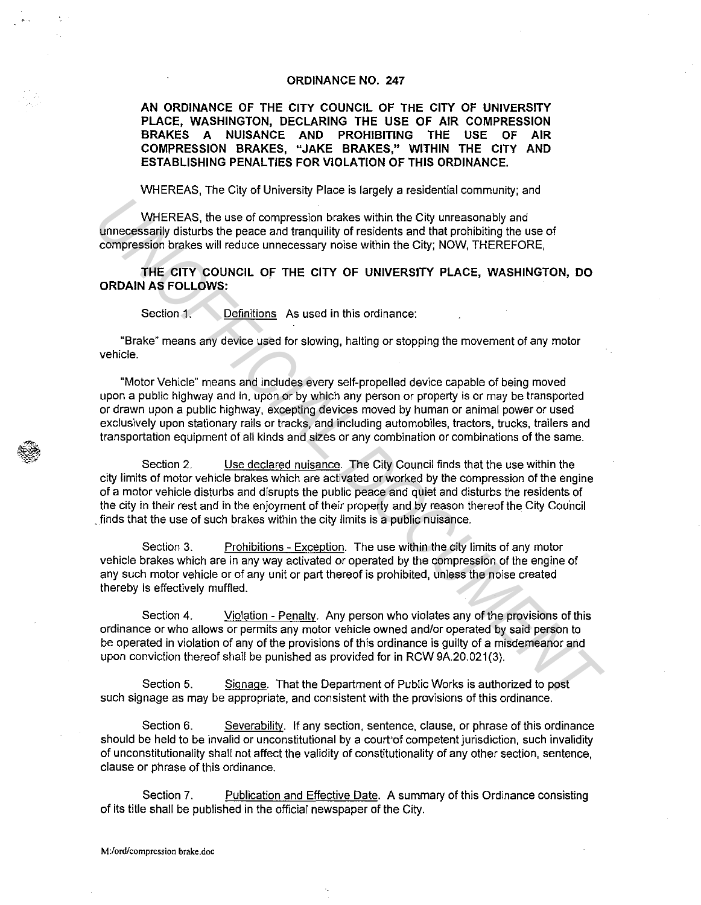# ORDINANCE NO. 247

**AN ORDINANCE OF THE CITY COUNCIL OF THE CITY OF UNIVERSITY PLACE, WASHINGTON, DECLARING THE USE OF AIR COMPRESSION BRAKES A NUISANCE AND PROHIBITING THE USE OF AIR COMPRESSION BRAKES, "JAKE BRAKES," WITHIN THE CITY AND ESTABLISHING PENALTIES FOR VIOLATION OF THIS ORDINANCE.**

WHEREAS, The City of University Place is largely a residential community; and

WHEREAS, the use of compression brakes within the City unreasonably and unnecessarily disturbs the peace and tranquility of residents and that prohibiting the use of compression brakes will reduce unnecessary noise within the City; NOW, THEREFORE,

**THE CITY COUNCIL OF THE CITY OF UNIVERSITY PLACE, WASHINGTON, DO ORDAIN AS FOLLOWS:**

Section 1. Definitions As used in this ordinance:

"Brake" means any device used for slowing, halting or stopping the movement of any motor vehicle.

"Motor Vehicle" means and includes every self-propelled device capable of being moved upon a public highway and in, upon or by which any person or property is or may be transported or drawn upon a public highway, excepting devices moved by human or animal power or used exclusively upon stationary rails or tracks, and including automobiles, tractors, trucks, trailers and transportation equipment of all kinds and sizes or any combination or combinations of the same.

Section 2. Use declared nuisance. The City Council finds that the use within the city limits of motor vehicle brakes which are activated or worked by the compression of the engine of a motor vehicle disturbs and disrupts the public peace and quiet and disturbs the residents of the city in their rest and in the enjoyment of their property and by reason thereof the City Council finds that the use of such brakes within the city limits is a public nuisance.

Section 3. Prohibitions - Exception. The use within the city limits of any motor vehicle brakes which are in any way activated or operated by the compression of the engine of any such motor vehicle or of any unit or part thereof is prohibited, unless the noise created thereby is effectively muffled.

Section 4. Violation - Penalty. Any person who violates any of the provisions of this ordinance or who allows or permits any motor vehicle owned and/or operated by said person to be operated in violation of any of the provisions of this ordinance is guilty of a misdemeanor and upon conviction thereof shall be punished as provided for in RCW 9A.20.021(3).

Section 5. Signage. That the Department of Public Works is authorized to post such signage as may be appropriate, and consistent with the provisions of this ordinance.

Section 6. Severability. If any section, sentence, clause, or phrase of this ordinance should be held to be invalid or unconstitutional by a court of competent jurisdiction, such invalidity of unconstitutionality shall not affect the validity of constitutionality of any other section, sentence, clause or phrase of this ordinance.

Section 7. Publication and Effective Date. A summary of this Ordinance consisting of its title shall be published in the official newspaper of the City.

M:/ord/compression brake.doc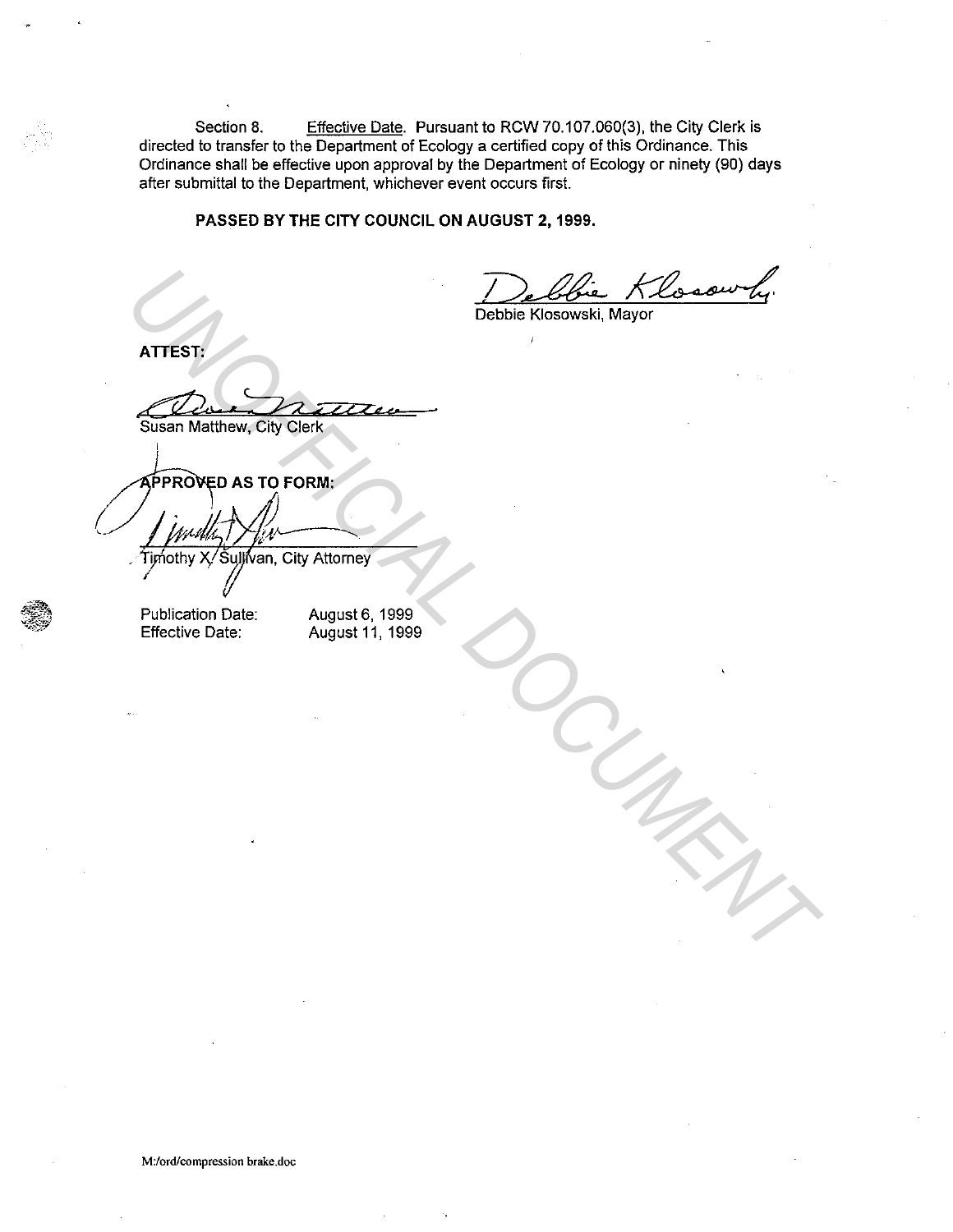Section 8. Effective Date. Pursuant to RCW 70.107.060(3), the City Clerk is directed to transfer to the Department of Ecology a certified copy of this Ordinance. This Ordinance shall be effective upon approval by the Department of Ecology or ninety (90) days after submittal to the Department, whichever event occurs first.

**PASSED BY THE CITY COUNCIL ON AUGUST 2, 1999.**

Debbie Klosowski, Mayor

**ATTEST:**

Susan Matthew, City Clerk

**APPROVED AS TO FORM:**

Timothy X. Sullivan, City Attorney

Publication Date: August 6, 1999
Effective Date: August 11, 1999

UNOFFICIAL DOCUMENT

M:/ord/compression brake.doc